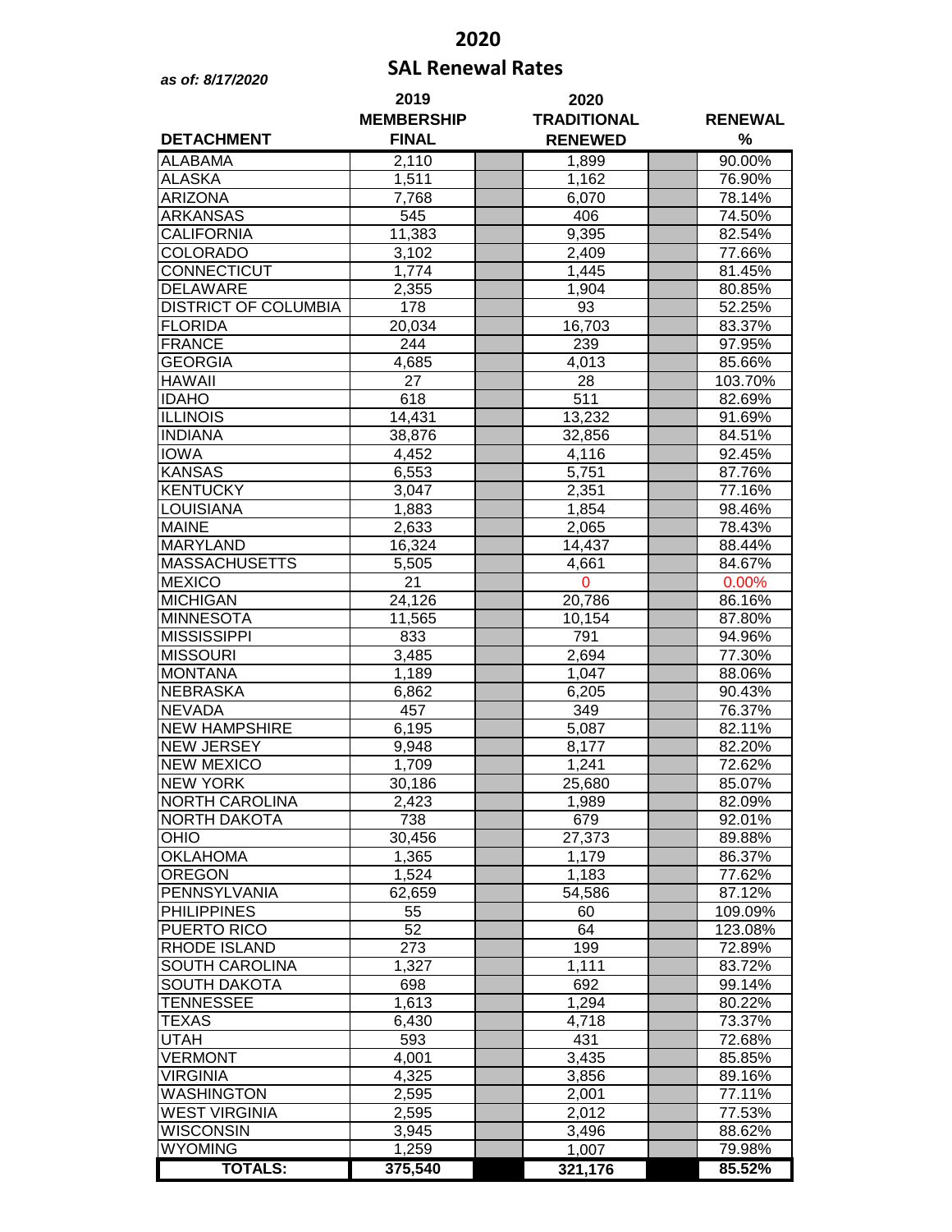# 2020

## SAL Renewal Rates

*as of: 8/17/2020*

| DETACHMENT | 2019 MEMBERSHIP FINAL | | 2020 TRADITIONAL RENEWED | | RENEWAL % |
|---|---|---|---|---|---|
| ALABAMA | 2,110 | | 1,899 | | 90.00% |
| ALASKA | 1,511 | | 1,162 | | 76.90% |
| ARIZONA | 7,768 | | 6,070 | | 78.14% |
| ARKANSAS | 545 | | 406 | | 74.50% |
| CALIFORNIA | 11,383 | | 9,395 | | 82.54% |
| COLORADO | 3,102 | | 2,409 | | 77.66% |
| CONNECTICUT | 1,774 | | 1,445 | | 81.45% |
| DELAWARE | 2,355 | | 1,904 | | 80.85% |
| DISTRICT OF COLUMBIA | 178 | | 93 | | 52.25% |
| FLORIDA | 20,034 | | 16,703 | | 83.37% |
| FRANCE | 244 | | 239 | | 97.95% |
| GEORGIA | 4,685 | | 4,013 | | 85.66% |
| HAWAII | 27 | | 28 | | 103.70% |
| IDAHO | 618 | | 511 | | 82.69% |
| ILLINOIS | 14,431 | | 13,232 | | 91.69% |
| INDIANA | 38,876 | | 32,856 | | 84.51% |
| IOWA | 4,452 | | 4,116 | | 92.45% |
| KANSAS | 6,553 | | 5,751 | | 87.76% |
| KENTUCKY | 3,047 | | 2,351 | | 77.16% |
| LOUISIANA | 1,883 | | 1,854 | | 98.46% |
| MAINE | 2,633 | | 2,065 | | 78.43% |
| MARYLAND | 16,324 | | 14,437 | | 88.44% |
| MASSACHUSETTS | 5,505 | | 4,661 | | 84.67% |
| MEXICO | 21 | | 0 | | 0.00% |
| MICHIGAN | 24,126 | | 20,786 | | 86.16% |
| MINNESOTA | 11,565 | | 10,154 | | 87.80% |
| MISSISSIPPI | 833 | | 791 | | 94.96% |
| MISSOURI | 3,485 | | 2,694 | | 77.30% |
| MONTANA | 1,189 | | 1,047 | | 88.06% |
| NEBRASKA | 6,862 | | 6,205 | | 90.43% |
| NEVADA | 457 | | 349 | | 76.37% |
| NEW HAMPSHIRE | 6,195 | | 5,087 | | 82.11% |
| NEW JERSEY | 9,948 | | 8,177 | | 82.20% |
| NEW MEXICO | 1,709 | | 1,241 | | 72.62% |
| NEW YORK | 30,186 | | 25,680 | | 85.07% |
| NORTH CAROLINA | 2,423 | | 1,989 | | 82.09% |
| NORTH DAKOTA | 738 | | 679 | | 92.01% |
| OHIO | 30,456 | | 27,373 | | 89.88% |
| OKLAHOMA | 1,365 | | 1,179 | | 86.37% |
| OREGON | 1,524 | | 1,183 | | 77.62% |
| PENNSYLVANIA | 62,659 | | 54,586 | | 87.12% |
| PHILIPPINES | 55 | | 60 | | 109.09% |
| PUERTO RICO | 52 | | 64 | | 123.08% |
| RHODE ISLAND | 273 | | 199 | | 72.89% |
| SOUTH CAROLINA | 1,327 | | 1,111 | | 83.72% |
| SOUTH DAKOTA | 698 | | 692 | | 99.14% |
| TENNESSEE | 1,613 | | 1,294 | | 80.22% |
| TEXAS | 6,430 | | 4,718 | | 73.37% |
| UTAH | 593 | | 431 | | 72.68% |
| VERMONT | 4,001 | | 3,435 | | 85.85% |
| VIRGINIA | 4,325 | | 3,856 | | 89.16% |
| WASHINGTON | 2,595 | | 2,001 | | 77.11% |
| WEST VIRGINIA | 2,595 | | 2,012 | | 77.53% |
| WISCONSIN | 3,945 | | 3,496 | | 88.62% |
| WYOMING | 1,259 | | 1,007 | | 79.98% |
| **TOTALS:** | **375,540** | | **321,176** | | **85.52%** |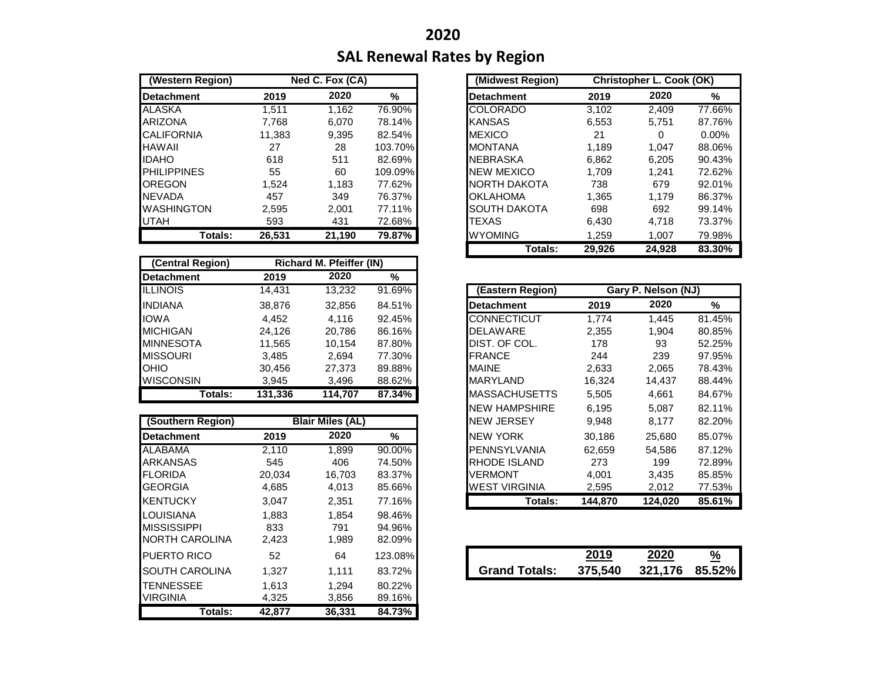# 2020

## SAL Renewal Rates by Region

| (Western Region) | Ned C. Fox (CA) | | |
|---|---|---|---|
| **Detachment** | **2019** | **2020** | **%** |
| ALASKA | 1,511 | 1,162 | 76.90% |
| ARIZONA | 7,768 | 6,070 | 78.14% |
| CALIFORNIA | 11,383 | 9,395 | 82.54% |
| HAWAII | 27 | 28 | 103.70% |
| IDAHO | 618 | 511 | 82.69% |
| PHILIPPINES | 55 | 60 | 109.09% |
| OREGON | 1,524 | 1,183 | 77.62% |
| NEVADA | 457 | 349 | 76.37% |
| WASHINGTON | 2,595 | 2,001 | 77.11% |
| UTAH | 593 | 431 | 72.68% |
| **Totals:** | **26,531** | **21,190** | **79.87%** |

| (Central Region) | Richard M. Pfeiffer (IN) | | |
|---|---|---|---|
| **Detachment** | **2019** | **2020** | **%** |
| ILLINOIS | 14,431 | 13,232 | 91.69% |
| INDIANA | 38,876 | 32,856 | 84.51% |
| IOWA | 4,452 | 4,116 | 92.45% |
| MICHIGAN | 24,126 | 20,786 | 86.16% |
| MINNESOTA | 11,565 | 10,154 | 87.80% |
| MISSOURI | 3,485 | 2,694 | 77.30% |
| OHIO | 30,456 | 27,373 | 89.88% |
| WISCONSIN | 3,945 | 3,496 | 88.62% |
| **Totals:** | **131,336** | **114,707** | **87.34%** |

| (Southern Region) | Blair Miles (AL) | | |
|---|---|---|---|
| **Detachment** | **2019** | **2020** | **%** |
| ALABAMA | 2,110 | 1,899 | 90.00% |
| ARKANSAS | 545 | 406 | 74.50% |
| FLORIDA | 20,034 | 16,703 | 83.37% |
| GEORGIA | 4,685 | 4,013 | 85.66% |
| KENTUCKY | 3,047 | 2,351 | 77.16% |
| LOUISIANA | 1,883 | 1,854 | 98.46% |
| MISSISSIPPI | 833 | 791 | 94.96% |
| NORTH CAROLINA | 2,423 | 1,989 | 82.09% |
| PUERTO RICO | 52 | 64 | 123.08% |
| SOUTH CAROLINA | 1,327 | 1,111 | 83.72% |
| TENNESSEE | 1,613 | 1,294 | 80.22% |
| VIRGINIA | 4,325 | 3,856 | 89.16% |
| **Totals:** | **42,877** | **36,331** | **84.73%** |

| (Midwest Region) | Christopher L. Cook (OK) | | |
|---|---|---|---|
| **Detachment** | **2019** | **2020** | **%** |
| COLORADO | 3,102 | 2,409 | 77.66% |
| KANSAS | 6,553 | 5,751 | 87.76% |
| MEXICO | 21 | 0 | 0.00% |
| MONTANA | 1,189 | 1,047 | 88.06% |
| NEBRASKA | 6,862 | 6,205 | 90.43% |
| NEW MEXICO | 1,709 | 1,241 | 72.62% |
| NORTH DAKOTA | 738 | 679 | 92.01% |
| OKLAHOMA | 1,365 | 1,179 | 86.37% |
| SOUTH DAKOTA | 698 | 692 | 99.14% |
| TEXAS | 6,430 | 4,718 | 73.37% |
| WYOMING | 1,259 | 1,007 | 79.98% |
| **Totals:** | **29,926** | **24,928** | **83.30%** |

| (Eastern Region) | Gary P. Nelson (NJ) | | |
|---|---|---|---|
| **Detachment** | **2019** | **2020** | **%** |
| CONNECTICUT | 1,774 | 1,445 | 81.45% |
| DELAWARE | 2,355 | 1,904 | 80.85% |
| DIST. OF COL. | 178 | 93 | 52.25% |
| FRANCE | 244 | 239 | 97.95% |
| MAINE | 2,633 | 2,065 | 78.43% |
| MARYLAND | 16,324 | 14,437 | 88.44% |
| MASSACHUSETTS | 5,505 | 4,661 | 84.67% |
| NEW HAMPSHIRE | 6,195 | 5,087 | 82.11% |
| NEW JERSEY | 9,948 | 8,177 | 82.20% |
| NEW YORK | 30,186 | 25,680 | 85.07% |
| PENNSYLVANIA | 62,659 | 54,586 | 87.12% |
| RHODE ISLAND | 273 | 199 | 72.89% |
| VERMONT | 4,001 | 3,435 | 85.85% |
| WEST VIRGINIA | 2,595 | 2,012 | 77.53% |
| **Totals:** | **144,870** | **124,020** | **85.61%** |

| | 2019 | 2020 | % |
|---|---|---|---|
| **Grand Totals:** | **375,540** | **321,176** | **85.52%** |